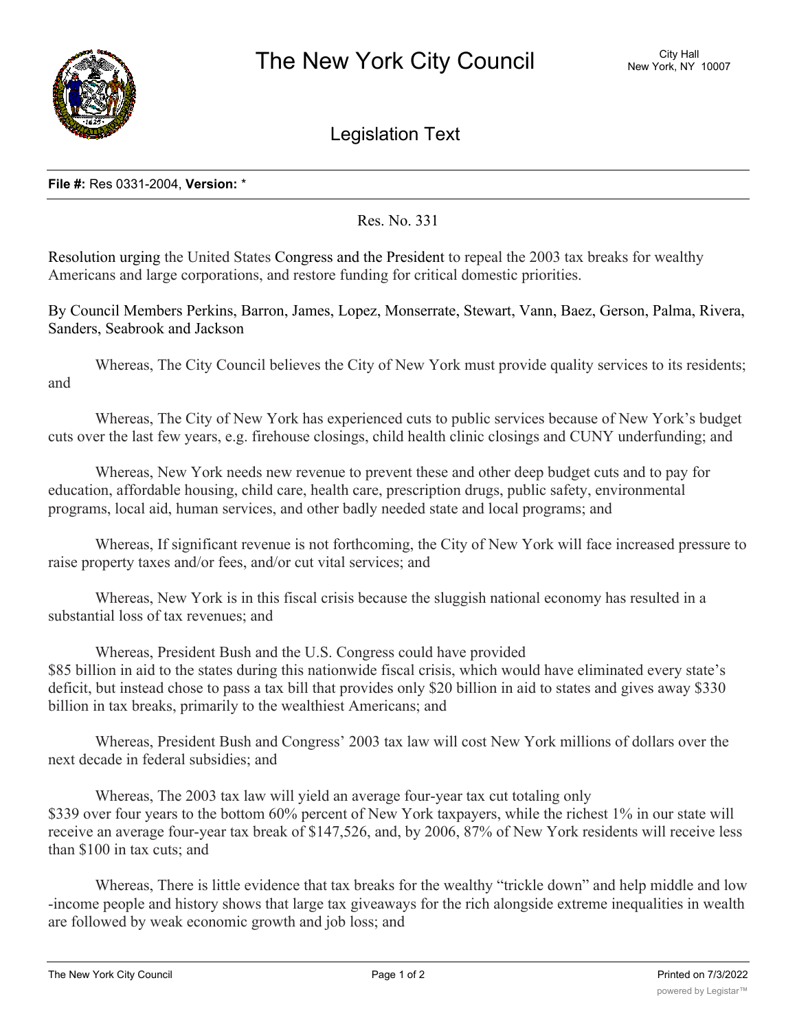# The New York City Council

City Hall
New York, NY 10007

## Legislation Text

**File #:** Res 0331-2004, **Version:** *

Res. No. 331

Resolution urging the United States Congress and the President to repeal the 2003 tax breaks for wealthy Americans and large corporations, and restore funding for critical domestic priorities.

By Council Members Perkins, Barron, James, Lopez, Monserrate, Stewart, Vann, Baez, Gerson, Palma, Rivera, Sanders, Seabrook and Jackson

Whereas, The City Council believes the City of New York must provide quality services to its residents; and

Whereas, The City of New York has experienced cuts to public services because of New York's budget cuts over the last few years, e.g. firehouse closings, child health clinic closings and CUNY underfunding; and

Whereas, New York needs new revenue to prevent these and other deep budget cuts and to pay for education, affordable housing, child care, health care, prescription drugs, public safety, environmental programs, local aid, human services, and other badly needed state and local programs; and

Whereas, If significant revenue is not forthcoming, the City of New York will face increased pressure to raise property taxes and/or fees, and/or cut vital services; and

Whereas, New York is in this fiscal crisis because the sluggish national economy has resulted in a substantial loss of tax revenues; and

Whereas, President Bush and the U.S. Congress could have provided $85 billion in aid to the states during this nationwide fiscal crisis, which would have eliminated every state's deficit, but instead chose to pass a tax bill that provides only $20 billion in aid to states and gives away $330 billion in tax breaks, primarily to the wealthiest Americans; and

Whereas, President Bush and Congress' 2003 tax law will cost New York millions of dollars over the next decade in federal subsidies; and

Whereas, The 2003 tax law will yield an average four-year tax cut totaling only $339 over four years to the bottom 60% percent of New York taxpayers, while the richest 1% in our state will receive an average four-year tax break of $147,526, and, by 2006, 87% of New York residents will receive less than $100 in tax cuts; and

Whereas, There is little evidence that tax breaks for the wealthy "trickle down" and help middle and low-income people and history shows that large tax giveaways for the rich alongside extreme inequalities in wealth are followed by weak economic growth and job loss; and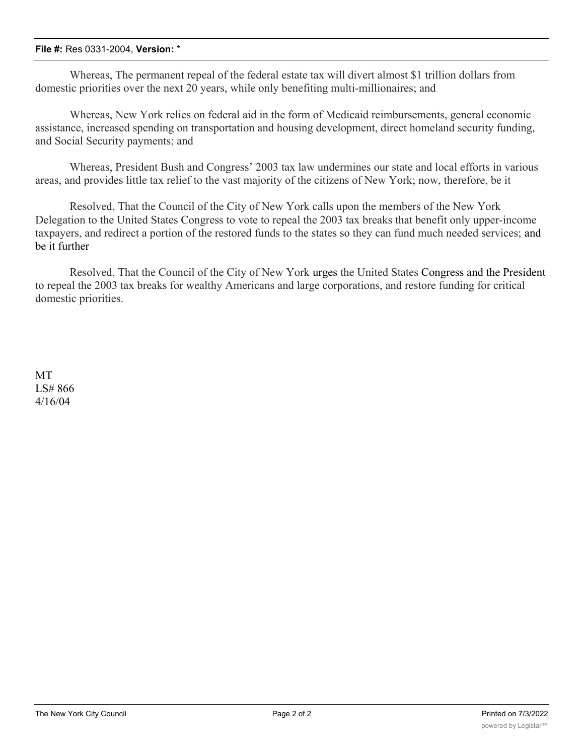Whereas, The permanent repeal of the federal estate tax will divert almost $1 trillion dollars from domestic priorities over the next 20 years, while only benefiting multi-millionaires; and

Whereas, New York relies on federal aid in the form of Medicaid reimbursements, general economic assistance, increased spending on transportation and housing development, direct homeland security funding, and Social Security payments; and

Whereas, President Bush and Congress' 2003 tax law undermines our state and local efforts in various areas, and provides little tax relief to the vast majority of the citizens of New York; now, therefore, be it

Resolved, That the Council of the City of New York calls upon the members of the New York Delegation to the United States Congress to vote to repeal the 2003 tax breaks that benefit only upper-income taxpayers, and redirect a portion of the restored funds to the states so they can fund much needed services; and be it further

Resolved, That the Council of the City of New York urges the United States Congress and the President to repeal the 2003 tax breaks for wealthy Americans and large corporations, and restore funding for critical domestic priorities.

MT
LS# 866
4/16/04